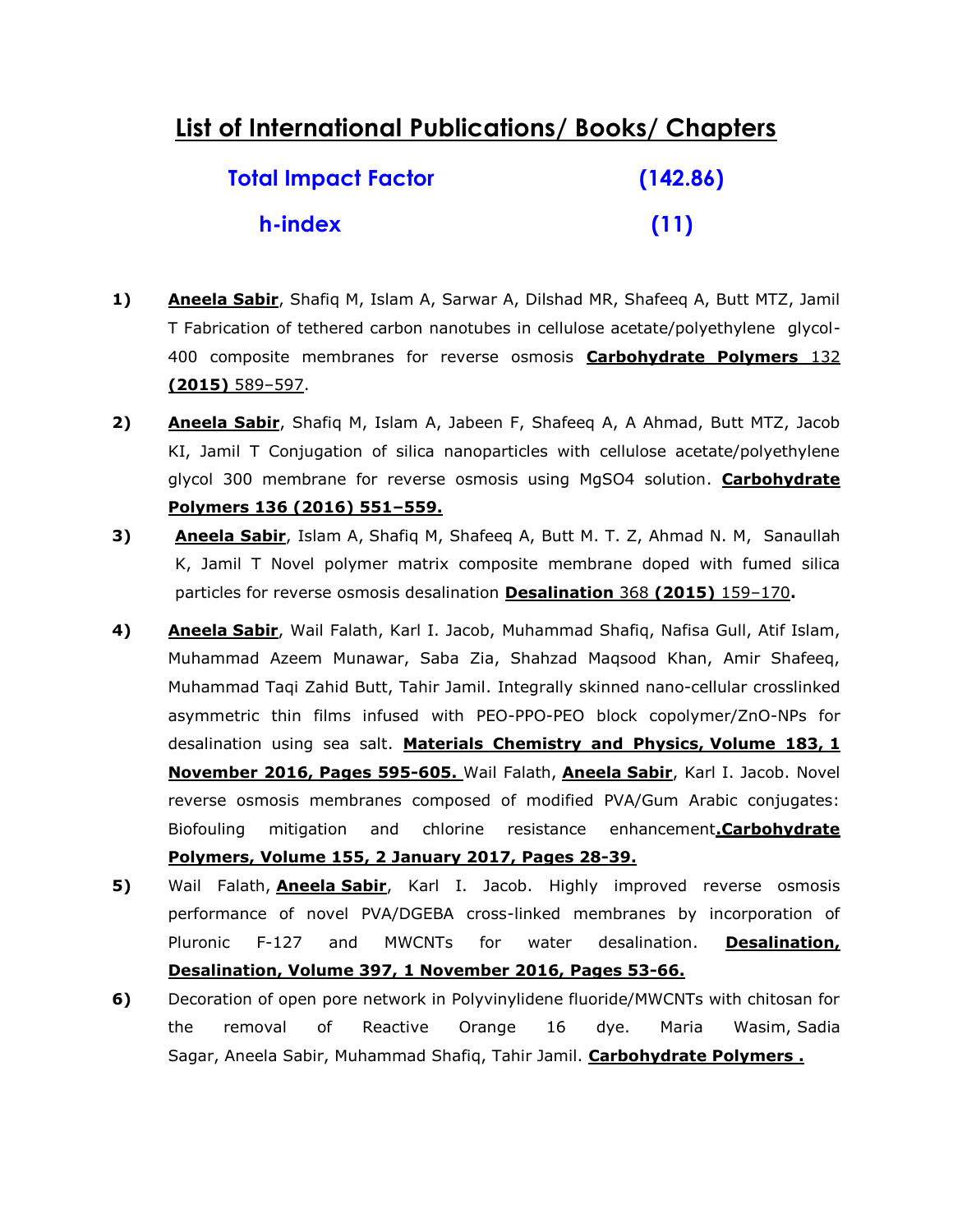# List of International Publications/ Books/ Chapters

**Total Impact Factor (142.86)**

**h-index (11)**

1) **Aneela Sabir**, Shafiq M, Islam A, Sarwar A, Dilshad MR, Shafeeq A, Butt MTZ, Jamil T Fabrication of tethered carbon nanotubes in cellulose acetate/polyethylene glycol-400 composite membranes for reverse osmosis **Carbohydrate Polymers** 132 **(2015)** 589–597.

2) **Aneela Sabir**, Shafiq M, Islam A, Jabeen F, Shafeeq A, A Ahmad, Butt MTZ, Jacob KI, Jamil T Conjugation of silica nanoparticles with cellulose acetate/polyethylene glycol 300 membrane for reverse osmosis using $MgSO_4$ solution. **Carbohydrate Polymers 136 (2016) 551–559.**

3) **Aneela Sabir**, Islam A, Shafiq M, Shafeeq A, Butt M. T. Z, Ahmad N. M, Sanaullah K, Jamil T Novel polymer matrix composite membrane doped with fumed silica particles for reverse osmosis desalination **Desalination** 368 **(2015)** 159–170**.**

4) **Aneela Sabir**, Wail Falath, Karl I. Jacob, Muhammad Shafiq, Nafisa Gull, Atif Islam, Muhammad Azeem Munawar, Saba Zia, Shahzad Maqsood Khan, Amir Shafeeq, Muhammad Taqi Zahid Butt, Tahir Jamil. Integrally skinned nano-cellular crosslinked asymmetric thin films infused with PEO-PPO-PEO block copolymer/ZnO-NPs for desalination using sea salt. **Materials Chemistry and Physics, Volume 183, 1 November 2016, Pages 595-605.** Wail Falath, **Aneela Sabir**, Karl I. Jacob. Novel reverse osmosis membranes composed of modified PVA/Gum Arabic conjugates: Biofouling mitigation and chlorine resistance enhancement**.Carbohydrate Polymers, Volume 155, 2 January 2017, Pages 28-39.**

5) Wail Falath, **Aneela Sabir**, Karl I. Jacob. Highly improved reverse osmosis performance of novel PVA/DGEBA cross-linked membranes by incorporation of Pluronic F-127 and MWCNTs for water desalination. **Desalination, Desalination, Volume 397, 1 November 2016, Pages 53-66.**

6) Decoration of open pore network in Polyvinylidene fluoride/MWCNTs with chitosan for the removal of Reactive Orange 16 dye. Maria Wasim, Sadia Sagar, Aneela Sabir, Muhammad Shafiq, Tahir Jamil. **Carbohydrate Polymers .**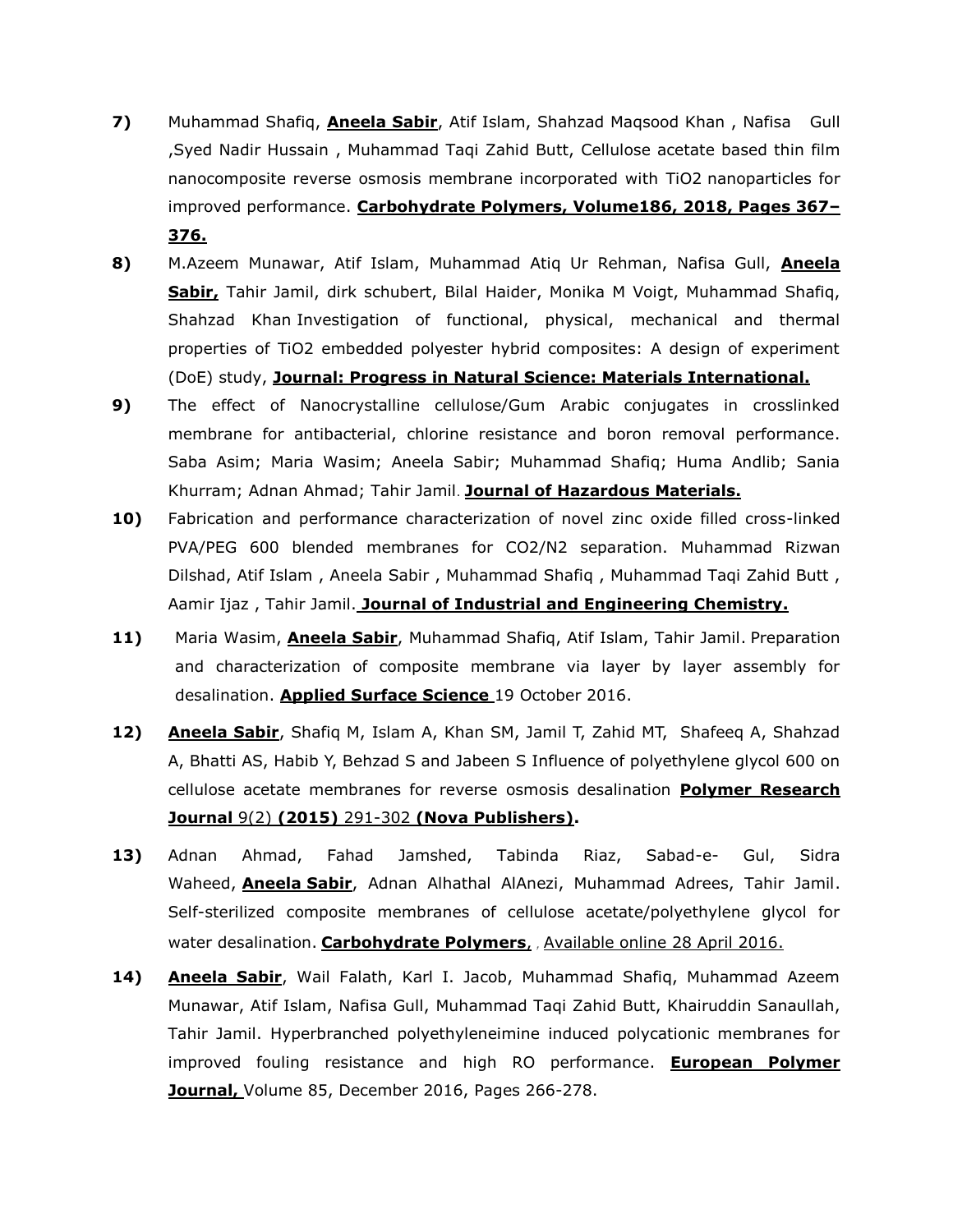7) Muhammad Shafiq, **Aneela Sabir**, Atif Islam, Shahzad Maqsood Khan , Nafisa Gull ,Syed Nadir Hussain , Muhammad Taqi Zahid Butt, Cellulose acetate based thin film nanocomposite reverse osmosis membrane incorporated with $TiO_2$ nanoparticles for improved performance. **Carbohydrate Polymers, Volume186, 2018, Pages 367–376.**

8) M.Azeem Munawar, Atif Islam, Muhammad Atiq Ur Rehman, Nafisa Gull, **Aneela Sabir,** Tahir Jamil, dirk schubert, Bilal Haider, Monika M Voigt, Muhammad Shafiq, Shahzad Khan Investigation of functional, physical, mechanical and thermal properties of $TiO_2$ embedded polyester hybrid composites: A design of experiment (DoE) study, **Journal: Progress in Natural Science: Materials International.**

9) The effect of Nanocrystalline cellulose/Gum Arabic conjugates in crosslinked membrane for antibacterial, chlorine resistance and boron removal performance. Saba Asim; Maria Wasim; Aneela Sabir; Muhammad Shafiq; Huma Andlib; Sania Khurram; Adnan Ahmad; Tahir Jamil. **Journal of Hazardous Materials.**

10) Fabrication and performance characterization of novel zinc oxide filled cross-linked PVA/PEG 600 blended membranes for $CO_2/N_2$ separation. Muhammad Rizwan Dilshad, Atif Islam , Aneela Sabir , Muhammad Shafiq , Muhammad Taqi Zahid Butt , Aamir Ijaz , Tahir Jamil. **Journal of Industrial and Engineering Chemistry.**

11) Maria Wasim, **Aneela Sabir**, Muhammad Shafiq, Atif Islam, Tahir Jamil. Preparation and characterization of composite membrane via layer by layer assembly for desalination. **Applied Surface Science** 19 October 2016.

12) **Aneela Sabir**, Shafiq M, Islam A, Khan SM, Jamil T, Zahid MT, Shafeeq A, Shahzad A, Bhatti AS, Habib Y, Behzad S and Jabeen S Influence of polyethylene glycol 600 on cellulose acetate membranes for reverse osmosis desalination **Polymer Research Journal** 9(2) **(2015)** 291-302 **(Nova Publishers).**

13) Adnan Ahmad, Fahad Jamshed, Tabinda Riaz, Sabad-e- Gul, Sidra Waheed, **Aneela Sabir**, Adnan Alhathal AlAnezi, Muhammad Adrees, Tahir Jamil. Self-sterilized composite membranes of cellulose acetate/polyethylene glycol for water desalination. **Carbohydrate Polymers**, , Available online 28 April 2016.

14) **Aneela Sabir**, Wail Falath, Karl I. Jacob, Muhammad Shafiq, Muhammad Azeem Munawar, Atif Islam, Nafisa Gull, Muhammad Taqi Zahid Butt, Khairuddin Sanaullah, Tahir Jamil. Hyperbranched polyethyleneimine induced polycationic membranes for improved fouling resistance and high RO performance. **European Polymer Journal,** Volume 85, December 2016, Pages 266-278.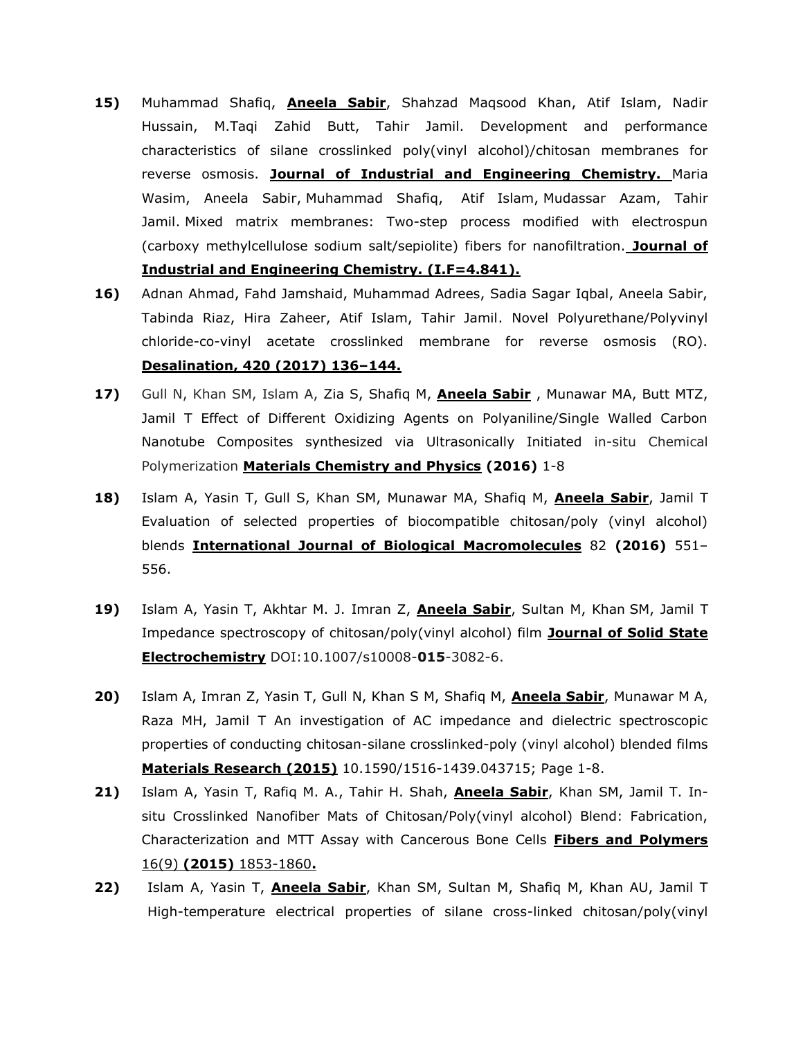**15)** Muhammad Shafiq, **Aneela Sabir**, Shahzad Maqsood Khan, Atif Islam, Nadir Hussain, M.Taqi Zahid Butt, Tahir Jamil. Development and performance characteristics of silane crosslinked poly(vinyl alcohol)/chitosan membranes for reverse osmosis. **Journal of Industrial and Engineering Chemistry.** Maria Wasim, Aneela Sabir, Muhammad Shafiq, Atif Islam, Mudassar Azam, Tahir Jamil. Mixed matrix membranes: Two-step process modified with electrospun (carboxy methylcellulose sodium salt/sepiolite) fibers for nanofiltration. **Journal of Industrial and Engineering Chemistry. (I.F=4.841).**

**16)** Adnan Ahmad, Fahd Jamshaid, Muhammad Adrees, Sadia Sagar Iqbal, Aneela Sabir, Tabinda Riaz, Hira Zaheer, Atif Islam, Tahir Jamil. Novel Polyurethane/Polyvinyl chloride-co-vinyl acetate crosslinked membrane for reverse osmosis (RO). **Desalination, 420 (2017) 136–144.**

**17)** Gull N, Khan SM, Islam A, Zia S, Shafiq M, **Aneela Sabir** , Munawar MA, Butt MTZ, Jamil T Effect of Different Oxidizing Agents on Polyaniline/Single Walled Carbon Nanotube Composites synthesized via Ultrasonically Initiated in-situ Chemical Polymerization **Materials Chemistry and Physics** **(2016)** 1-8

**18)** Islam A, Yasin T, Gull S, Khan SM, Munawar MA, Shafiq M, **Aneela Sabir**, Jamil T Evaluation of selected properties of biocompatible chitosan/poly (vinyl alcohol) blends **International Journal of Biological Macromolecules** 82 **(2016)** 551–556.

**19)** Islam A, Yasin T, Akhtar M. J. Imran Z, **Aneela Sabir**, Sultan M, Khan SM, Jamil T Impedance spectroscopy of chitosan/poly(vinyl alcohol) film **Journal of Solid State Electrochemistry** DOI:10.1007/s10008-**015**-3082-6.

**20)** Islam A, Imran Z, Yasin T, Gull N, Khan S M, Shafiq M, **Aneela Sabir**, Munawar M A, Raza MH, Jamil T An investigation of AC impedance and dielectric spectroscopic properties of conducting chitosan-silane crosslinked-poly (vinyl alcohol) blended films **Materials Research (2015)** 10.1590/1516-1439.043715; Page 1-8.

**21)** Islam A, Yasin T, Rafiq M. A., Tahir H. Shah, **Aneela Sabir**, Khan SM, Jamil T. In-situ Crosslinked Nanofiber Mats of Chitosan/Poly(vinyl alcohol) Blend: Fabrication, Characterization and MTT Assay with Cancerous Bone Cells **Fibers and Polymers** 16(9) **(2015)** 1853-1860**.**

**22)** Islam A, Yasin T, **Aneela Sabir**, Khan SM, Sultan M, Shafiq M, Khan AU, Jamil T High-temperature electrical properties of silane cross-linked chitosan/poly(vinyl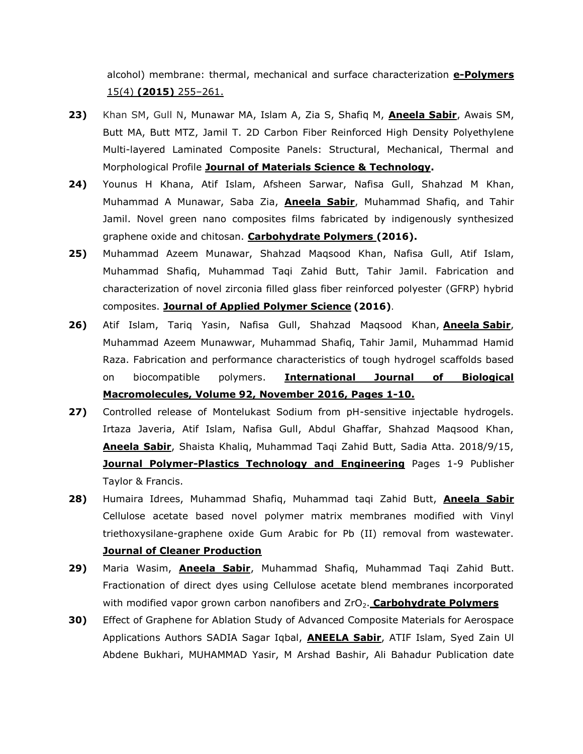alcohol) membrane: thermal, mechanical and surface characterization **e-Polymers** 15(4) **(2015)** 255–261.

23) Khan SM, Gull N, Munawar MA, Islam A, Zia S, Shafiq M, **Aneela Sabir**, Awais SM, Butt MA, Butt MTZ, Jamil T. 2D Carbon Fiber Reinforced High Density Polyethylene Multi-layered Laminated Composite Panels: Structural, Mechanical, Thermal and Morphological Profile **Journal of Materials Science & Technology.**

24) Younus H Khana, Atif Islam, Afsheen Sarwar, Nafisa Gull, Shahzad M Khan, Muhammad A Munawar, Saba Zia, **Aneela Sabir**, Muhammad Shafiq, and Tahir Jamil. Novel green nano composites films fabricated by indigenously synthesized graphene oxide and chitosan. **Carbohydrate Polymers (2016).**

25) Muhammad Azeem Munawar, Shahzad Maqsood Khan, Nafisa Gull, Atif Islam, Muhammad Shafiq, Muhammad Taqi Zahid Butt, Tahir Jamil. Fabrication and characterization of novel zirconia filled glass fiber reinforced polyester (GFRP) hybrid composites. **Journal of Applied Polymer Science (2016)**.

26) Atif Islam, Tariq Yasin, Nafisa Gull, Shahzad Maqsood Khan, **Aneela Sabir**, Muhammad Azeem Munawwar, Muhammad Shafiq, Tahir Jamil, Muhammad Hamid Raza. Fabrication and performance characteristics of tough hydrogel scaffolds based on biocompatible polymers. **International Journal of Biological Macromolecules, Volume 92, November 2016, Pages 1-10.**

27) Controlled release of Montelukast Sodium from pH-sensitive injectable hydrogels. Irtaza Javeria, Atif Islam, Nafisa Gull, Abdul Ghaffar, Shahzad Maqsood Khan, **Aneela Sabir**, Shaista Khaliq, Muhammad Taqi Zahid Butt, Sadia Atta. 2018/9/15, **Journal Polymer-Plastics Technology and Engineering** Pages 1-9 Publisher Taylor & Francis.

28) Humaira Idrees, Muhammad Shafiq, Muhammad taqi Zahid Butt, **Aneela Sabir** Cellulose acetate based novel polymer matrix membranes modified with Vinyl triethoxysilane-graphene oxide Gum Arabic for Pb (II) removal from wastewater. **Journal of Cleaner Production**

29) Maria Wasim, **Aneela Sabir**, Muhammad Shafiq, Muhammad Taqi Zahid Butt. Fractionation of direct dyes using Cellulose acetate blend membranes incorporated with modified vapor grown carbon nanofibers and $ZrO_2$. **Carbohydrate Polymers**

30) Effect of Graphene for Ablation Study of Advanced Composite Materials for Aerospace Applications Authors SADIA Sagar Iqbal, **ANEELA Sabir**, ATIF Islam, Syed Zain Ul Abdene Bukhari, MUHAMMAD Yasir, M Arshad Bashir, Ali Bahadur Publication date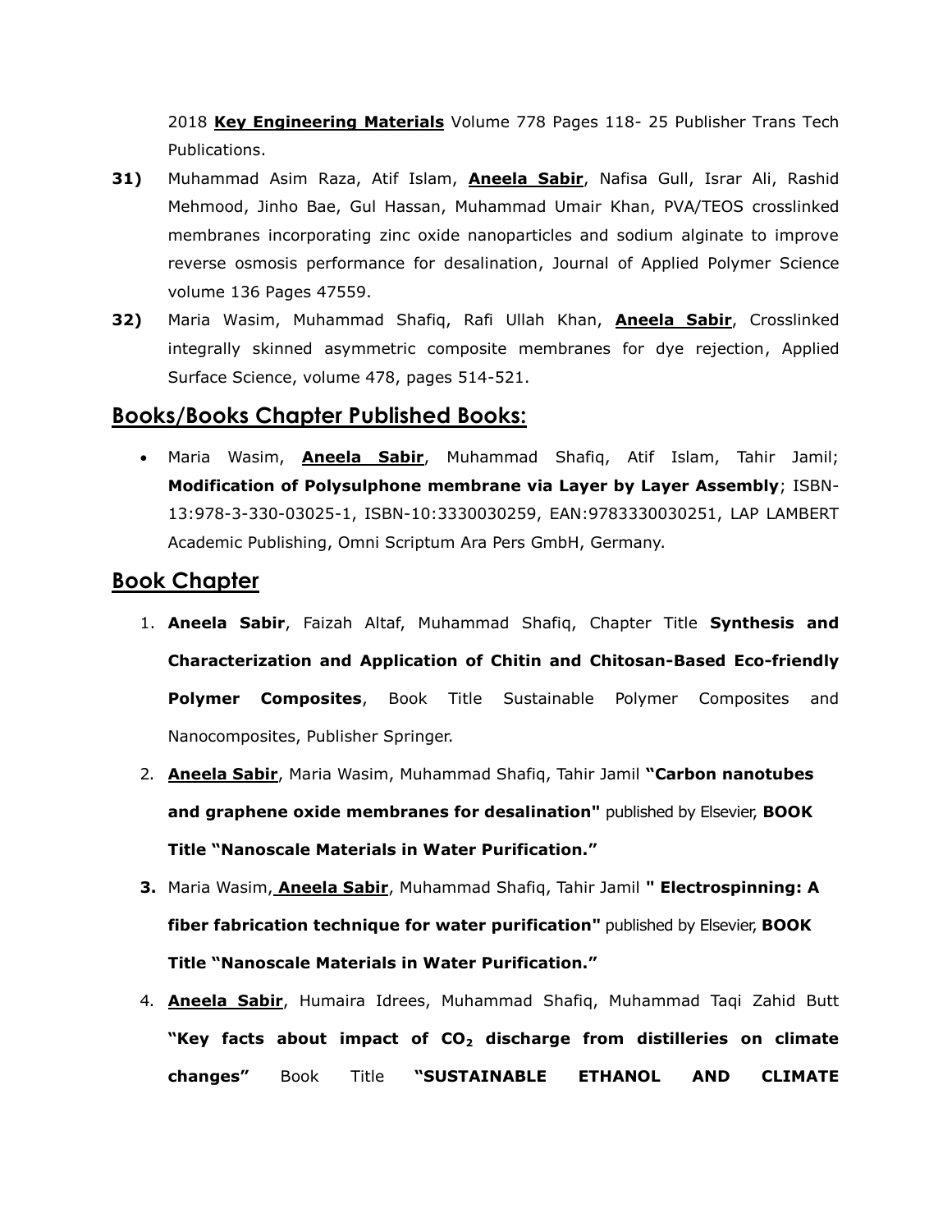2018 **Key Engineering Materials** Volume 778 Pages 118- 25 Publisher Trans Tech Publications.

**31)** Muhammad Asim Raza, Atif Islam, **Aneela Sabir**, Nafisa Gull, Israr Ali, Rashid Mehmood, Jinho Bae, Gul Hassan, Muhammad Umair Khan, PVA/TEOS crosslinked membranes incorporating zinc oxide nanoparticles and sodium alginate to improve reverse osmosis performance for desalination, Journal of Applied Polymer Science volume 136 Pages 47559.

**32)** Maria Wasim, Muhammad Shafiq, Rafi Ullah Khan, **Aneela Sabir**, Crosslinked integrally skinned asymmetric composite membranes for dye rejection, Applied Surface Science, volume 478, pages 514-521.

## Books/Books Chapter Published Books:

- Maria Wasim, **Aneela Sabir**, Muhammad Shafiq, Atif Islam, Tahir Jamil; **Modification of Polysulphone membrane via Layer by Layer Assembly**; ISBN-13:978-3-330-03025-1, ISBN-10:3330030259, EAN:9783330030251, LAP LAMBERT Academic Publishing, Omni Scriptum Ara Pers GmbH, Germany.

## Book Chapter

1. **Aneela Sabir**, Faizah Altaf, Muhammad Shafiq, Chapter Title **Synthesis and Characterization and Application of Chitin and Chitosan-Based Eco-friendly Polymer Composites**, Book Title Sustainable Polymer Composites and Nanocomposites, Publisher Springer.
2. **Aneela Sabir**, Maria Wasim, Muhammad Shafiq, Tahir Jamil **"Carbon nanotubes and graphene oxide membranes for desalination"** published by Elsevier, **BOOK Title "Nanoscale Materials in Water Purification."**
3. Maria Wasim, **Aneela Sabir**, Muhammad Shafiq, Tahir Jamil **" Electrospinning: A fiber fabrication technique for water purification"** published by Elsevier, **BOOK Title "Nanoscale Materials in Water Purification."**
4. **Aneela Sabir**, Humaira Idrees, Muhammad Shafiq, Muhammad Taqi Zahid Butt **"Key facts about impact of $CO_2$ discharge from distilleries on climate changes"** Book Title **"SUSTAINABLE ETHANOL AND CLIMATE**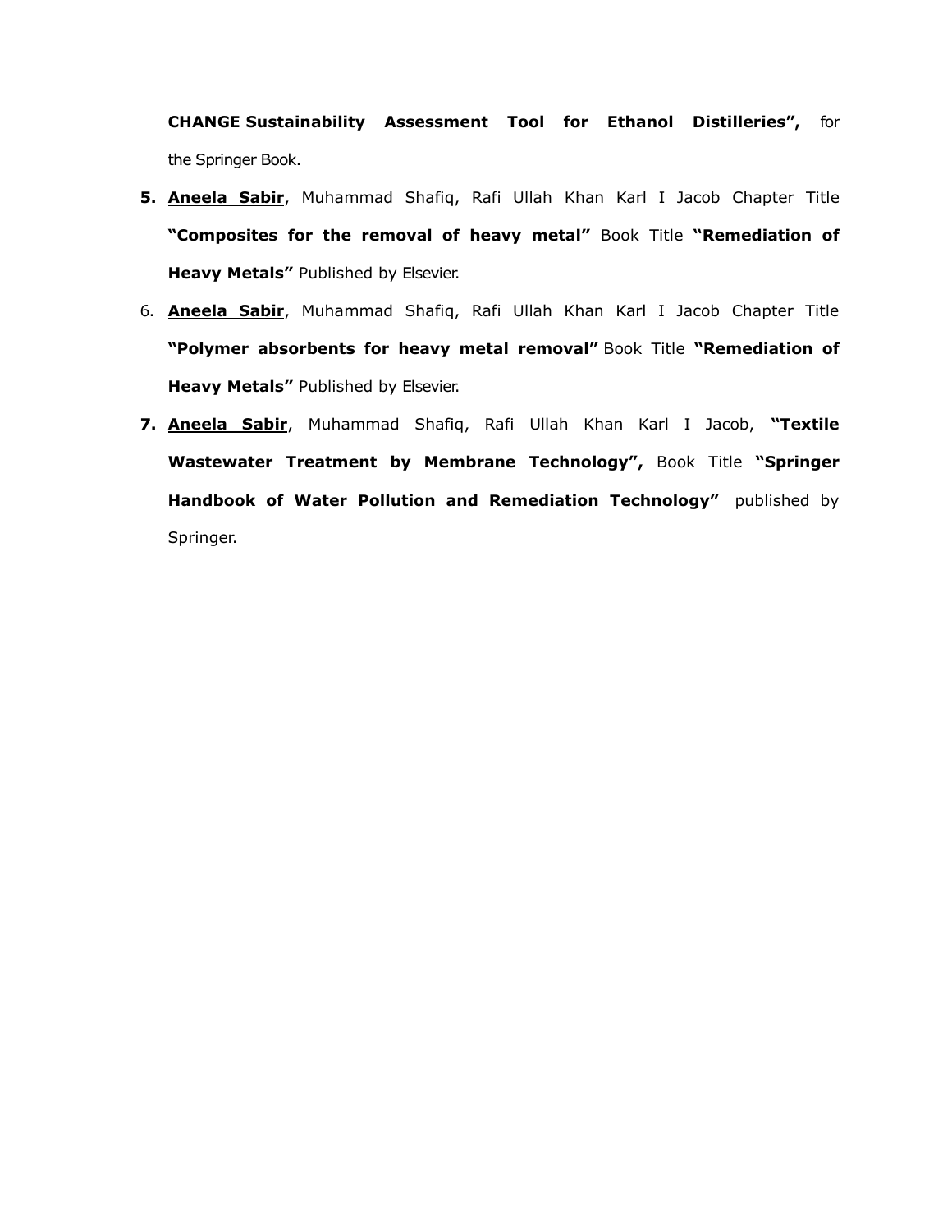**CHANGE Sustainability Assessment Tool for Ethanol Distilleries",** for the Springer Book.

5. **<u>Aneela Sabir</u>**, Muhammad Shafiq, Rafi Ullah Khan Karl I Jacob Chapter Title **"Composites for the removal of heavy metal"** Book Title **"Remediation of Heavy Metals"** Published by Elsevier.
6. **<u>Aneela Sabir</u>**, Muhammad Shafiq, Rafi Ullah Khan Karl I Jacob Chapter Title **"Polymer absorbents for heavy metal removal"** Book Title **"Remediation of Heavy Metals"** Published by Elsevier.
7. **<u>Aneela Sabir</u>**, Muhammad Shafiq, Rafi Ullah Khan Karl I Jacob, **"Textile Wastewater Treatment by Membrane Technology",** Book Title **"Springer Handbook of Water Pollution and Remediation Technology"** published by Springer.